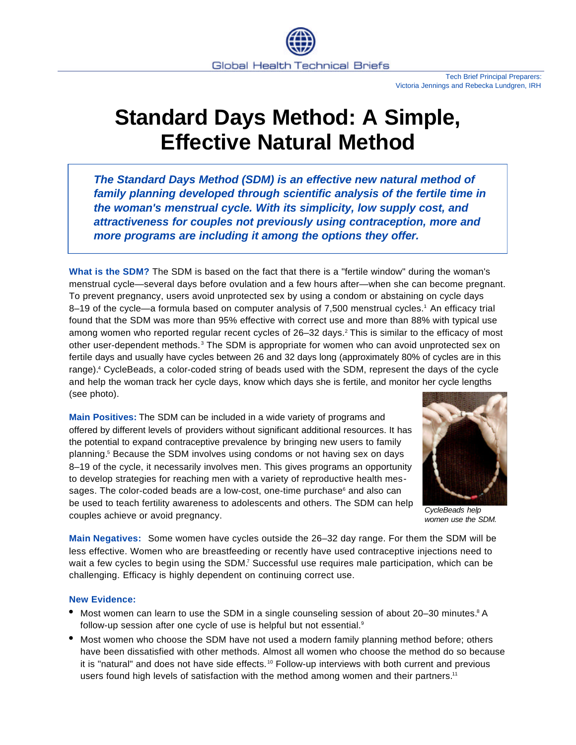Global Health Technical Briefs

Tech Brief Principal Preparers: Victoria Jennings and Rebecka Lundgren, IRH

# Standard Days Method: A Simple, Effective Natural Method

***The Standard Days Method (SDM) is an effective new natural method of family planning developed through scientific analysis of the fertile time in the woman's menstrual cycle. With its simplicity, low supply cost, and attractiveness for couples not previously using contraception, more and more programs are including it among the options they offer.***

**What is the SDM?** The SDM is based on the fact that there is a "fertile window" during the woman's menstrual cycle—several days before ovulation and a few hours after—when she can become pregnant. To prevent pregnancy, users avoid unprotected sex by using a condom or abstaining on cycle days 8–19 of the cycle—a formula based on computer analysis of 7,500 menstrual cycles.[1] An efficacy trial found that the SDM was more than 95% effective with correct use and more than 88% with typical use among women who reported regular recent cycles of 26–32 days.[2] This is similar to the efficacy of most other user-dependent methods.[3] The SDM is appropriate for women who can avoid unprotected sex on fertile days and usually have cycles between 26 and 32 days long (approximately 80% of cycles are in this range).[4] CycleBeads, a color-coded string of beads used with the SDM, represent the days of the cycle and help the woman track her cycle days, know which days she is fertile, and monitor her cycle lengths (see photo).

**Main Positives:** The SDM can be included in a wide variety of programs and offered by different levels of providers without significant additional resources. It has the potential to expand contraceptive prevalence by bringing new users to family planning.[5] Because the SDM involves using condoms or not having sex on days 8–19 of the cycle, it necessarily involves men. This gives programs an opportunity to develop strategies for reaching men with a variety of reproductive health messages. The color-coded beads are a low-cost, one-time purchase[6] and also can be used to teach fertility awareness to adolescents and others. The SDM can help couples achieve or avoid pregnancy.

*CycleBeads help women use the SDM.*

**Main Negatives:** Some women have cycles outside the 26–32 day range. For them the SDM will be less effective. Women who are breastfeeding or recently have used contraceptive injections need to wait a few cycles to begin using the SDM.[7] Successful use requires male participation, which can be challenging. Efficacy is highly dependent on continuing correct use.

**New Evidence:**

- Most women can learn to use the SDM in a single counseling session of about 20–30 minutes.[8] A follow-up session after one cycle of use is helpful but not essential.[9]
- Most women who choose the SDM have not used a modern family planning method before; others have been dissatisfied with other methods. Almost all women who choose the method do so because it is "natural" and does not have side effects.[10] Follow-up interviews with both current and previous users found high levels of satisfaction with the method among women and their partners.[11]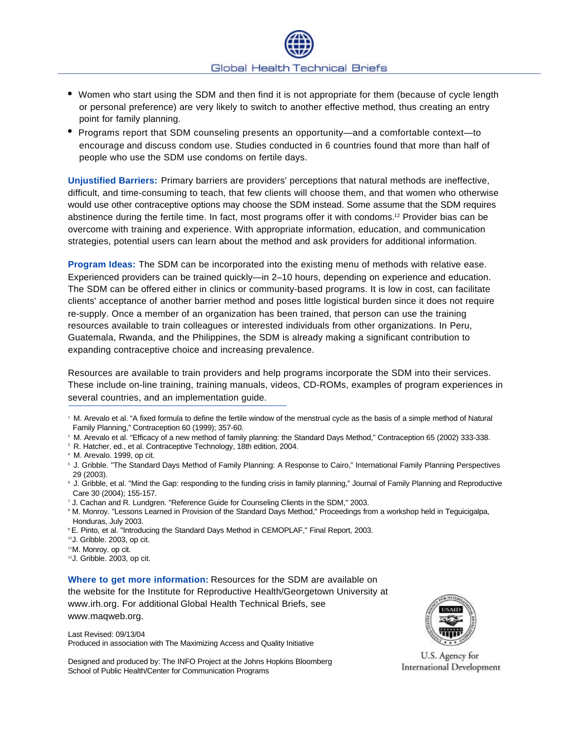- Women who start using the SDM and then find it is not appropriate for them (because of cycle length or personal preference) are very likely to switch to another effective method, thus creating an entry point for family planning.
- Programs report that SDM counseling presents an opportunity—and a comfortable context—to encourage and discuss condom use. Studies conducted in 6 countries found that more than half of people who use the SDM use condoms on fertile days.

**Unjustified Barriers:** Primary barriers are providers' perceptions that natural methods are ineffective, difficult, and time-consuming to teach, that few clients will choose them, and that women who otherwise would use other contraceptive options may choose the SDM instead. Some assume that the SDM requires abstinence during the fertile time. In fact, most programs offer it with condoms.[12] Provider bias can be overcome with training and experience. With appropriate information, education, and communication strategies, potential users can learn about the method and ask providers for additional information.

**Program Ideas:** The SDM can be incorporated into the existing menu of methods with relative ease. Experienced providers can be trained quickly—in 2–10 hours, depending on experience and education. The SDM can be offered either in clinics or community-based programs. It is low in cost, can facilitate clients' acceptance of another barrier method and poses little logistical burden since it does not require re-supply. Once a member of an organization has been trained, that person can use the training resources available to train colleagues or interested individuals from other organizations. In Peru, Guatemala, Rwanda, and the Philippines, the SDM is already making a significant contribution to expanding contraceptive choice and increasing prevalence.

Resources are available to train providers and help programs incorporate the SDM into their services. These include on-line training, training manuals, videos, CD-ROMs, examples of program experiences in several countries, and an implementation guide.

[1] M. Arevalo et al. "A fixed formula to define the fertile window of the menstrual cycle as the basis of a simple method of Natural Family Planning," Contraception 60 (1999); 357-60.
[2] M. Arevalo et al. "Efficacy of a new method of family planning: the Standard Days Method," Contraception 65 (2002) 333-338.
[3] R. Hatcher, ed., et al. Contraceptive Technology, 18th edition, 2004.
[4] M. Arevalo. 1999, op cit.
[5] J. Gribble. "The Standard Days Method of Family Planning: A Response to Cairo," International Family Planning Perspectives 29 (2003).
[6] J. Gribble, et al. "Mind the Gap: responding to the funding crisis in family planning," Journal of Family Planning and Reproductive Care 30 (2004); 155-157.
[7] J. Cachan and R. Lundgren. "Reference Guide for Counseling Clients in the SDM," 2003.
[8] M. Monroy. "Lessons Learned in Provision of the Standard Days Method," Proceedings from a workshop held in Teguicigalpa, Honduras, July 2003.
[9] E. Pinto, et al. "Introducing the Standard Days Method in CEMOPLAF," Final Report, 2003.
[10] J. Gribble. 2003, op cit.
[11] M. Monroy. op cit.
[12] J. Gribble. 2003, op cit.

**Where to get more information:** Resources for the SDM are available on the website for the Institute for Reproductive Health/Georgetown University at www.irh.org. For additional Global Health Technical Briefs, see www.maqweb.org.

Last Revised: 09/13/04
Produced in association with The Maximizing Access and Quality Initiative

Designed and produced by: The INFO Project at the Johns Hopkins Bloomberg School of Public Health/Center for Communication Programs

U.S. Agency for International Development